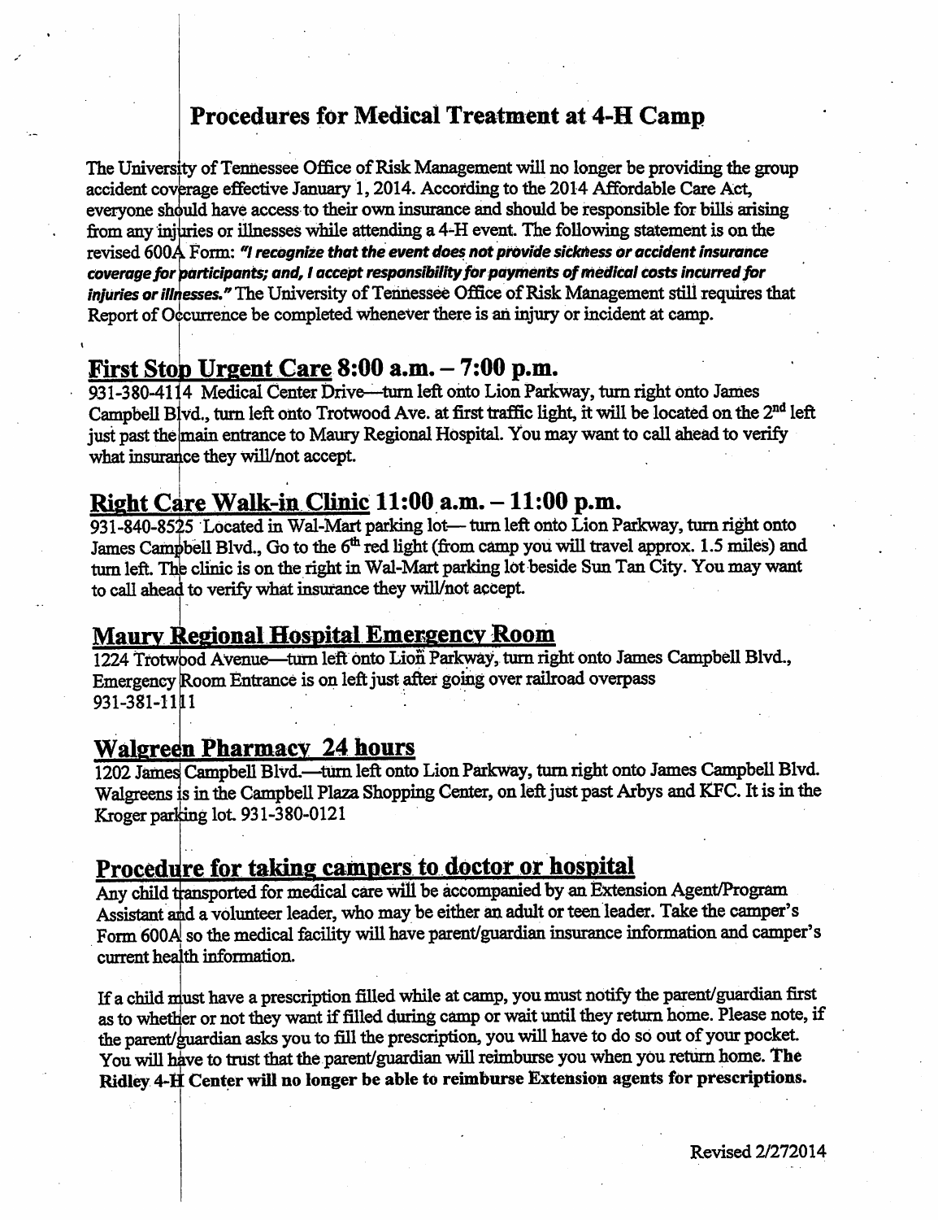# Procedures for Medical Treatment at 4-H Camp

The University of Tennessee Office of Risk Management will no longer be providing the group accident coverage effective January 1, 2014. According to the 2014 Affordable Care Act, everyone should have access to their own insurance and should be responsible for bills arising from any injuries or illnesses while attending a 4-H event. The following statement is on the revised 600A Form: ***"I recognize that the event does not provide sickness or accident insurance coverage for participants; and, I accept responsibility for payments of medical costs incurred for injuries or illnesses."*** The University of Tennessee Office of Risk Management still requires that Report of Occurrence be completed whenever there is an injury or incident at camp.

## First Stop Urgent Care 8:00 a.m. – 7:00 p.m.

931-380-4114 Medical Center Drive—turn left onto Lion Parkway, turn right onto James Campbell Blvd., turn left onto Trotwood Ave. at first traffic light, it will be located on the 2nd left just past the main entrance to Maury Regional Hospital. You may want to call ahead to verify what insurance they will/not accept.

## Right Care Walk-in Clinic 11:00 a.m. – 11:00 p.m.

931-840-8525 Located in Wal-Mart parking lot— turn left onto Lion Parkway, turn right onto James Campbell Blvd., Go to the 6th red light (from camp you will travel approx. 1.5 miles) and turn left. The clinic is on the right in Wal-Mart parking lot beside Sun Tan City. You may want to call ahead to verify what insurance they will/not accept.

## Maury Regional Hospital Emergency Room

1224 Trotwood Avenue—turn left onto Lion Parkway, turn right onto James Campbell Blvd., Emergency Room Entrance is on left just after going over railroad overpass
931-381-1111

## Walgreen Pharmacy 24 hours

1202 James Campbell Blvd.—turn left onto Lion Parkway, turn right onto James Campbell Blvd. Walgreens is in the Campbell Plaza Shopping Center, on left just past Arbys and KFC. It is in the Kroger parking lot. 931-380-0121

## Procedure for taking campers to doctor or hospital

Any child transported for medical care will be accompanied by an Extension Agent/Program Assistant and a volunteer leader, who may be either an adult or teen leader. Take the camper's Form 600A so the medical facility will have parent/guardian insurance information and camper's current health information.

If a child must have a prescription filled while at camp, you must notify the parent/guardian first as to whether or not they want if filled during camp or wait until they return home. Please note, if the parent/guardian asks you to fill the prescription, you will have to do so out of your pocket. You will have to trust that the parent/guardian will reimburse you when you return home. **The Ridley 4-H Center will no longer be able to reimburse Extension agents for prescriptions.**

Revised 2/272014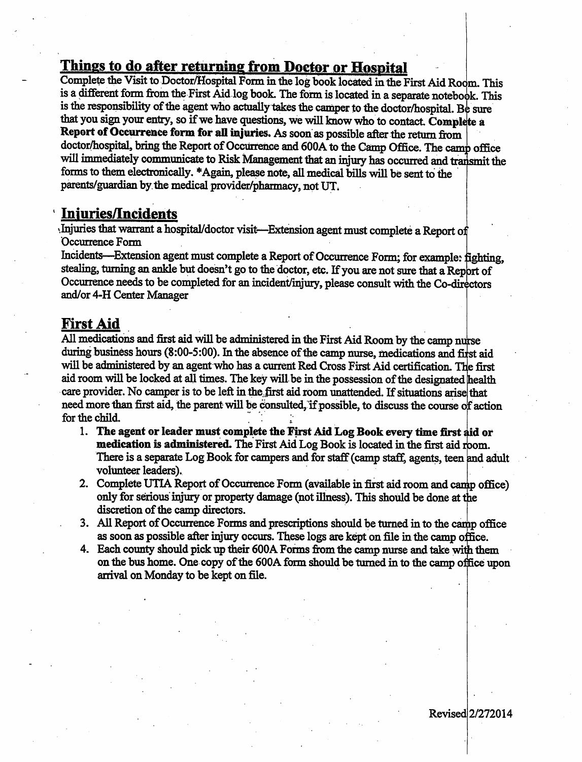## Things to do after returning from Doctor or Hospital

Complete the Visit to Doctor/Hospital Form in the log book located in the First Aid Room. This is a different form from the First Aid log book. The form is located in a separate notebook. This is the responsibility of the agent who actually takes the camper to the doctor/hospital. Be sure that you sign your entry, so if we have questions, we will know who to contact. **Complete a Report of Occurrence form for all injuries.** As soon as possible after the return from doctor/hospital, bring the Report of Occurrence and 600A to the Camp Office. The camp office will immediately communicate to Risk Management that an injury has occurred and transmit the forms to them electronically. *Again, please note, all medical bills will be sent to the parents/guardian by the medical provider/pharmacy, not UT.

## Injuries/Incidents

Injuries that warrant a hospital/doctor visit—Extension agent must complete a Report of Occurrence Form

Incidents—Extension agent must complete a Report of Occurrence Form; for example: fighting, stealing, turning an ankle but doesn't go to the doctor, etc. If you are not sure that a Report of Occurrence needs to be completed for an incident/injury, please consult with the Co-directors and/or 4-H Center Manager

## First Aid

All medications and first aid will be administered in the First Aid Room by the camp nurse during business hours (8:00-5:00). In the absence of the camp nurse, medications and first aid will be administered by an agent who has a current Red Cross First Aid certification. The first aid room will be locked at all times. The key will be in the possession of the designated health care provider. No camper is to be left in the first aid room unattended. If situations arise that need more than first aid, the parent will be consulted, if possible, to discuss the course of action for the child.

1. **The agent or leader must complete the First Aid Log Book every time first aid or medication is administered.** The First Aid Log Book is located in the first aid room. There is a separate Log Book for campers and for staff (camp staff, agents, teen and adult volunteer leaders).
2. Complete UTIA Report of Occurrence Form (available in first aid room and camp office) only for serious injury or property damage (not illness). This should be done at the discretion of the camp directors.
3. All Report of Occurrence Forms and prescriptions should be turned in to the camp office as soon as possible after injury occurs. These logs are kept on file in the camp office.
4. Each county should pick up their 600A Forms from the camp nurse and take with them on the bus home. One copy of the 600A form should be turned in to the camp office upon arrival on Monday to be kept on file.

Revised 2/272014